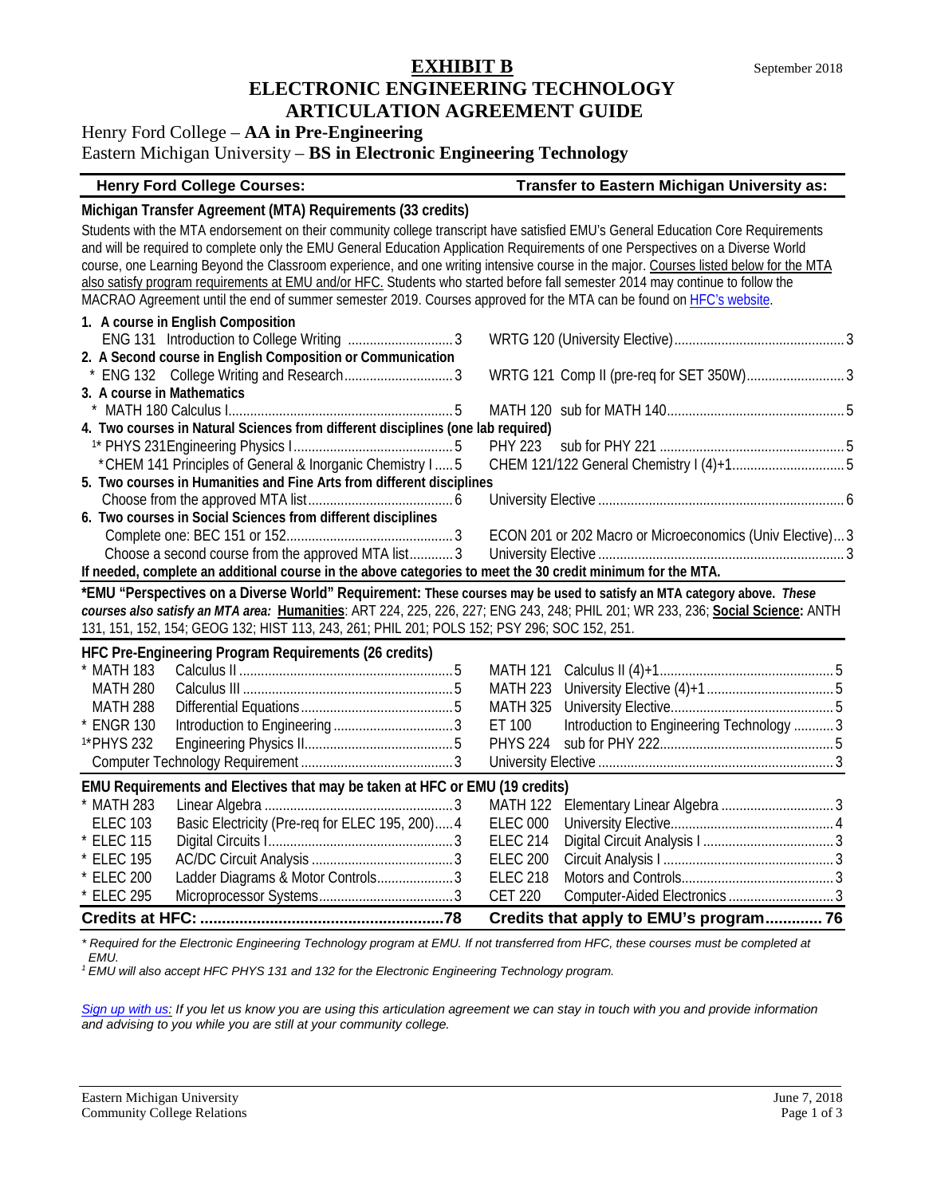# EXHIBIT B

September 2018

# ELECTRONIC ENGINEERING TECHNOLOGY ARTICULATION AGREEMENT GUIDE

## Henry Ford College – **AA in Pre-Engineering**
## Eastern Michigan University – **BS in Electronic Engineering Technology**

| Henry Ford College Courses: | | Transfer to Eastern Michigan University as: | |
|---|---|---|---|

### Michigan Transfer Agreement (MTA) Requirements (33 credits)

Students with the MTA endorsement on their community college transcript have satisfied EMU's General Education Core Requirements and will be required to complete only the EMU General Education Application Requirements of one Perspectives on a Diverse World course, one Learning Beyond the Classroom experience, and one writing intensive course in the major. Courses listed below for the MTA also satisfy program requirements at EMU and/or HFC. Students who started before fall semester 2014 may continue to follow the MACRAO Agreement until the end of summer semester 2019. Courses approved for the MTA can be found on HFC's website.

| Henry Ford College Courses | Credits | Transfer to Eastern Michigan University as | Credits |
|---|---|---|---|
| **1. A course in English Composition** | | | |
| ENG 131 Introduction to College Writing | 3 | WRTG 120 (University Elective) | 3 |
| **2. A Second course in English Composition or Communication** | | | |
| * ENG 132 College Writing and Research | 3 | WRTG 121 Comp II (pre-req for SET 350W) | 3 |
| **3. A course in Mathematics** | | | |
| * MATH 180 Calculus I | 5 | MATH 120 sub for MATH 140 | 5 |
| **4. Two courses in Natural Sciences from different disciplines (one lab required)** | | | |
| 1* PHYS 231 Engineering Physics I | 5 | PHY 223 sub for PHY 221 | 5 |
| * CHEM 141 Principles of General & Inorganic Chemistry I | 5 | CHEM 121/122 General Chemistry I (4)+1 | 5 |
| **5. Two courses in Humanities and Fine Arts from different disciplines** | | | |
| Choose from the approved MTA list | 6 | University Elective | 6 |
| **6. Two courses in Social Sciences from different disciplines** | | | |
| Complete one: BEC 151 or 152 | 3 | ECON 201 or 202 Macro or Microeconomics (Univ Elective) | 3 |
| Choose a second course from the approved MTA list | 3 | University Elective | 3 |

**If needed, complete an additional course in the above categories to meet the 30 credit minimum for the MTA.**

***EMU "Perspectives on a Diverse World" Requirement:** These courses may be used to satisfy an MTA category above. *These courses also satisfy an MTA area:* **Humanities**: ART 224, 225, 226, 227; ENG 243, 248; PHIL 201; WR 233, 236; **Social Science:** ANTH 131, 151, 152, 154; GEOG 132; HIST 113, 243, 261; PHIL 201; POLS 152; PSY 296; SOC 152, 251.

### HFC Pre-Engineering Program Requirements (26 credits)

| HFC Course | Title | Credits | EMU Course | Title | Credits |
|---|---|---|---|---|---|
| * MATH 183 | Calculus II | 5 | MATH 121 | Calculus II (4)+1 | 5 |
| MATH 280 | Calculus III | 5 | MATH 223 | University Elective (4)+1 | 5 |
| MATH 288 | Differential Equations | 5 | MATH 325 | University Elective | 5 |
| * ENGR 130 | Introduction to Engineering | 3 | ET 100 | Introduction to Engineering Technology | 3 |
| 1*PHYS 232 | Engineering Physics II | 5 | PHYS 224 | sub for PHY 222 | 5 |
| | Computer Technology Requirement | 3 | | University Elective | 3 |

### EMU Requirements and Electives that may be taken at HFC or EMU (19 credits)

| HFC Course | Title | Credits | EMU Course | Title | Credits |
|---|---|---|---|---|---|
| * MATH 283 | Linear Algebra | 3 | MATH 122 | Elementary Linear Algebra | 3 |
| ELEC 103 | Basic Electricity (Pre-req for ELEC 195, 200) | 4 | ELEC 000 | University Elective | 4 |
| * ELEC 115 | Digital Circuits I | 3 | ELEC 214 | Digital Circuit Analysis I | 3 |
| * ELEC 195 | AC/DC Circuit Analysis | 3 | ELEC 200 | Circuit Analysis I | 3 |
| * ELEC 200 | Ladder Diagrams & Motor Controls | 3 | ELEC 218 | Motors and Controls | 3 |
| * ELEC 295 | Microprocessor Systems | 3 | CET 220 | Computer-Aided Electronics | 3 |
| **Credits at HFC:** | | **78** | **Credits that apply to EMU's program** | | **76** |

*\* Required for the Electronic Engineering Technology program at EMU. If not transferred from HFC, these courses must be completed at EMU.*

*[1] EMU will also accept HFC PHYS 131 and 132 for the Electronic Engineering Technology program.*

*Sign up with us: If you let us know you are using this articulation agreement we can stay in touch with you and provide information and advising to you while you are still at your community college.*

Eastern Michigan University
Community College Relations

June 7, 2018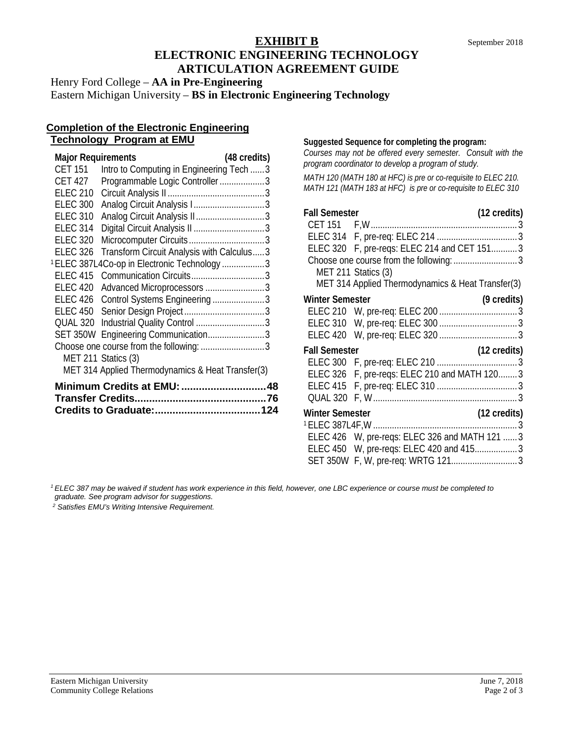# EXHIBIT B

September 2018

## ELECTRONIC ENGINEERING TECHNOLOGY ARTICULATION AGREEMENT GUIDE

Henry Ford College – **AA in Pre-Engineering**
Eastern Michigan University – **BS in Electronic Engineering Technology**

### Completion of the Electronic Engineering Technology Program at EMU

| Major Requirements | | (48 credits) |
|---|---|---|
| CET 151 | Intro to Computing in Engineering Tech | 3 |
| CET 427 | Programmable Logic Controller | 3 |
| ELEC 210 | Circuit Analysis II | 3 |
| ELEC 300 | Analog Circuit Analysis I | 3 |
| ELEC 310 | Analog Circuit Analysis II | 3 |
| ELEC 314 | Digital Circuit Analysis II | 3 |
| ELEC 320 | Microcomputer Circuits | 3 |
| ELEC 326 | Transform Circuit Analysis with Calculus | 3 |
| [1] ELEC 387L4 | Co-op in Electronic Technology | 3 |
| ELEC 415 | Communication Circuits | 3 |
| ELEC 420 | Advanced Microprocessors | 3 |
| ELEC 426 | Control Systems Engineering | 3 |
| ELEC 450 | Senior Design Project | 3 |
| QUAL 320 | Industrial Quality Control | 3 |
| SET 350W | Engineering Communication | 3 |
| Choose one course from the following: | MET 211 Statics (3); MET 314 Applied Thermodynamics & Heat Transfer(3) | 3 |

**Minimum Credits at EMU: 48**
**Transfer Credits: 76**
**Credits to Graduate: 124**

**Suggested Sequence for completing the program:**

*Courses may not be offered every semester. Consult with the program coordinator to develop a program of study.*

*MATH 120 (MATH 180 at HFC) is pre or co-requisite to ELEC 210. MATH 121 (MATH 183 at HFC) is pre or co-requisite to ELEC 310*

**Fall Semester (12 credits)**

| Course | Offered / Prerequisites | Credits |
|---|---|---|
| CET 151 | F,W | 3 |
| ELEC 314 | F, pre-req: ELEC 214 | 3 |
| ELEC 320 | F, pre-reqs: ELEC 214 and CET 151 | 3 |
| Choose one course from the following: | MET 211 Statics (3); MET 314 Applied Thermodynamics & Heat Transfer(3) | 3 |

**Winter Semester (9 credits)**

| Course | Offered / Prerequisites | Credits |
|---|---|---|
| ELEC 210 | W, pre-req: ELEC 200 | 3 |
| ELEC 310 | W, pre-req: ELEC 300 | 3 |
| ELEC 420 | W, pre-req: ELEC 320 | 3 |

**Fall Semester (12 credits)**

| Course | Offered / Prerequisites | Credits |
|---|---|---|
| ELEC 300 | F, pre-req: ELEC 210 | 3 |
| ELEC 326 | F, pre-reqs: ELEC 210 and MATH 120 | 3 |
| ELEC 415 | F, pre-req: ELEC 310 | 3 |
| QUAL 320 | F, W | 3 |

**Winter Semester (12 credits)**

| Course | Offered / Prerequisites | Credits |
|---|---|---|
| [1] ELEC 387L4 | F,W | 3 |
| ELEC 426 | W, pre-reqs: ELEC 326 and MATH 121 | 3 |
| ELEC 450 | W, pre-reqs: ELEC 420 and 415 | 3 |
| SET 350W | F, W, pre-req: WRTG 121 | 3 |

*[1] ELEC 387 may be waived if student has work experience in this field, however, one LBC experience or course must be completed to graduate. See program advisor for suggestions.*

*[2] Satisfies EMU's Writing Intensive Requirement.*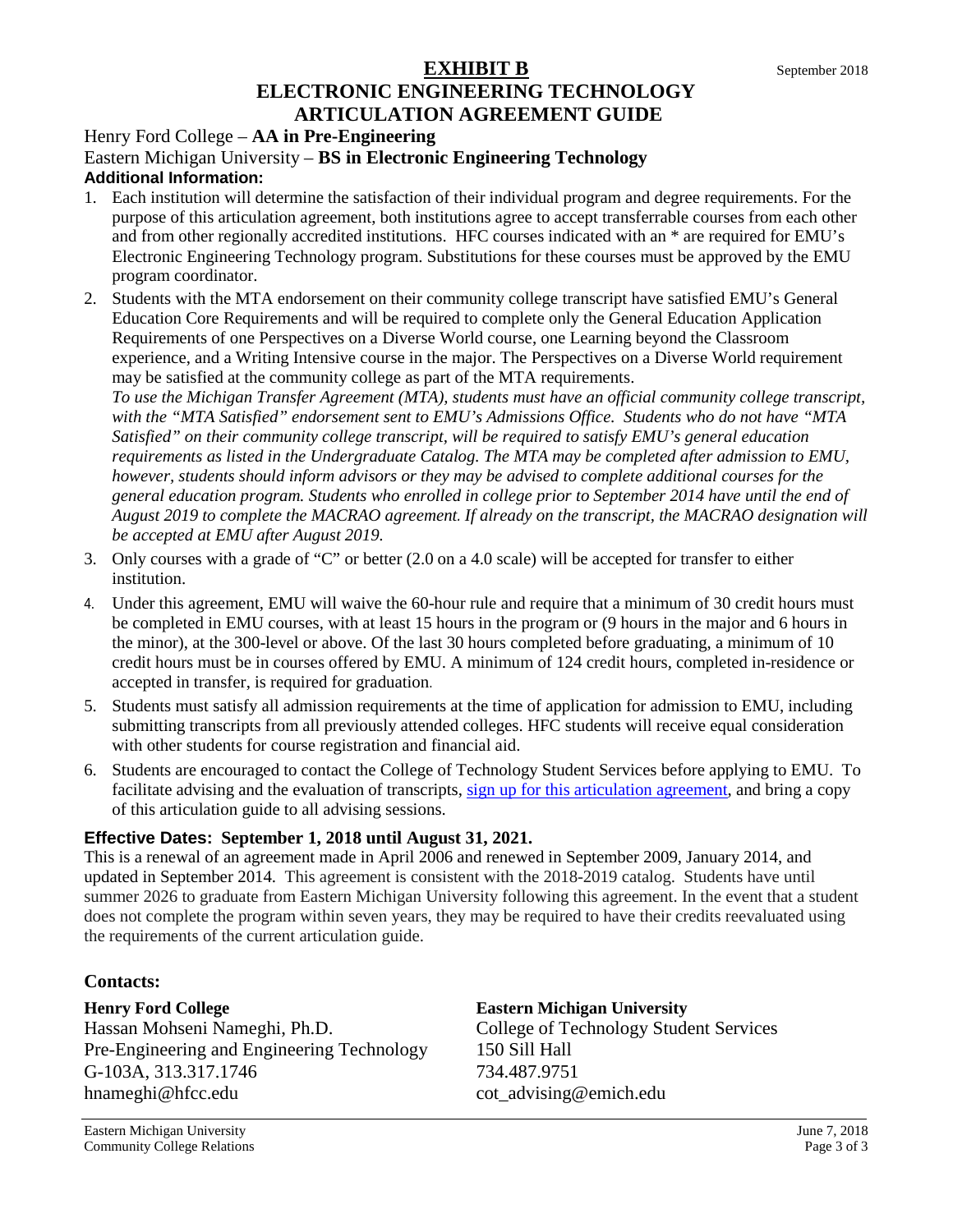September 2018

# EXHIBIT B

# ELECTRONIC ENGINEERING TECHNOLOGY ARTICULATION AGREEMENT GUIDE

Henry Ford College – **AA in Pre-Engineering**

Eastern Michigan University – **BS in Electronic Engineering Technology**

**Additional Information:**

1. Each institution will determine the satisfaction of their individual program and degree requirements. For the purpose of this articulation agreement, both institutions agree to accept transferrable courses from each other and from other regionally accredited institutions. HFC courses indicated with an * are required for EMU's Electronic Engineering Technology program. Substitutions for these courses must be approved by the EMU program coordinator.
2. Students with the MTA endorsement on their community college transcript have satisfied EMU's General Education Core Requirements and will be required to complete only the General Education Application Requirements of one Perspectives on a Diverse World course, one Learning beyond the Classroom experience, and a Writing Intensive course in the major. The Perspectives on a Diverse World requirement may be satisfied at the community college as part of the MTA requirements.
   *To use the Michigan Transfer Agreement (MTA), students must have an official community college transcript, with the "MTA Satisfied" endorsement sent to EMU's Admissions Office. Students who do not have "MTA Satisfied" on their community college transcript, will be required to satisfy EMU's general education requirements as listed in the Undergraduate Catalog. The MTA may be completed after admission to EMU, however, students should inform advisors or they may be advised to complete additional courses for the general education program. Students who enrolled in college prior to September 2014 have until the end of August 2019 to complete the MACRAO agreement. If already on the transcript, the MACRAO designation will be accepted at EMU after August 2019.*
3. Only courses with a grade of "C" or better (2.0 on a 4.0 scale) will be accepted for transfer to either institution.
4. Under this agreement, EMU will waive the 60-hour rule and require that a minimum of 30 credit hours must be completed in EMU courses, with at least 15 hours in the program or (9 hours in the major and 6 hours in the minor), at the 300-level or above. Of the last 30 hours completed before graduating, a minimum of 10 credit hours must be in courses offered by EMU. A minimum of 124 credit hours, completed in-residence or accepted in transfer, is required for graduation.
5. Students must satisfy all admission requirements at the time of application for admission to EMU, including submitting transcripts from all previously attended colleges. HFC students will receive equal consideration with other students for course registration and financial aid.
6. Students are encouraged to contact the College of Technology Student Services before applying to EMU. To facilitate advising and the evaluation of transcripts, sign up for this articulation agreement, and bring a copy of this articulation guide to all advising sessions.

### Effective Dates: September 1, 2018 until August 31, 2021.

This is a renewal of an agreement made in April 2006 and renewed in September 2009, January 2014, and updated in September 2014. This agreement is consistent with the 2018-2019 catalog. Students have until summer 2026 to graduate from Eastern Michigan University following this agreement. In the event that a student does not complete the program within seven years, they may be required to have their credits reevaluated using the requirements of the current articulation guide.

### Contacts:

**Henry Ford College**
Hassan Mohseni Nameghi, Ph.D.
Pre-Engineering and Engineering Technology
G-103A, 313.317.1746
hnameghi@hfcc.edu

**Eastern Michigan University**
College of Technology Student Services
150 Sill Hall
734.487.9751
cot_advising@emich.edu

Eastern Michigan University
Community College Relations

June 7, 2018